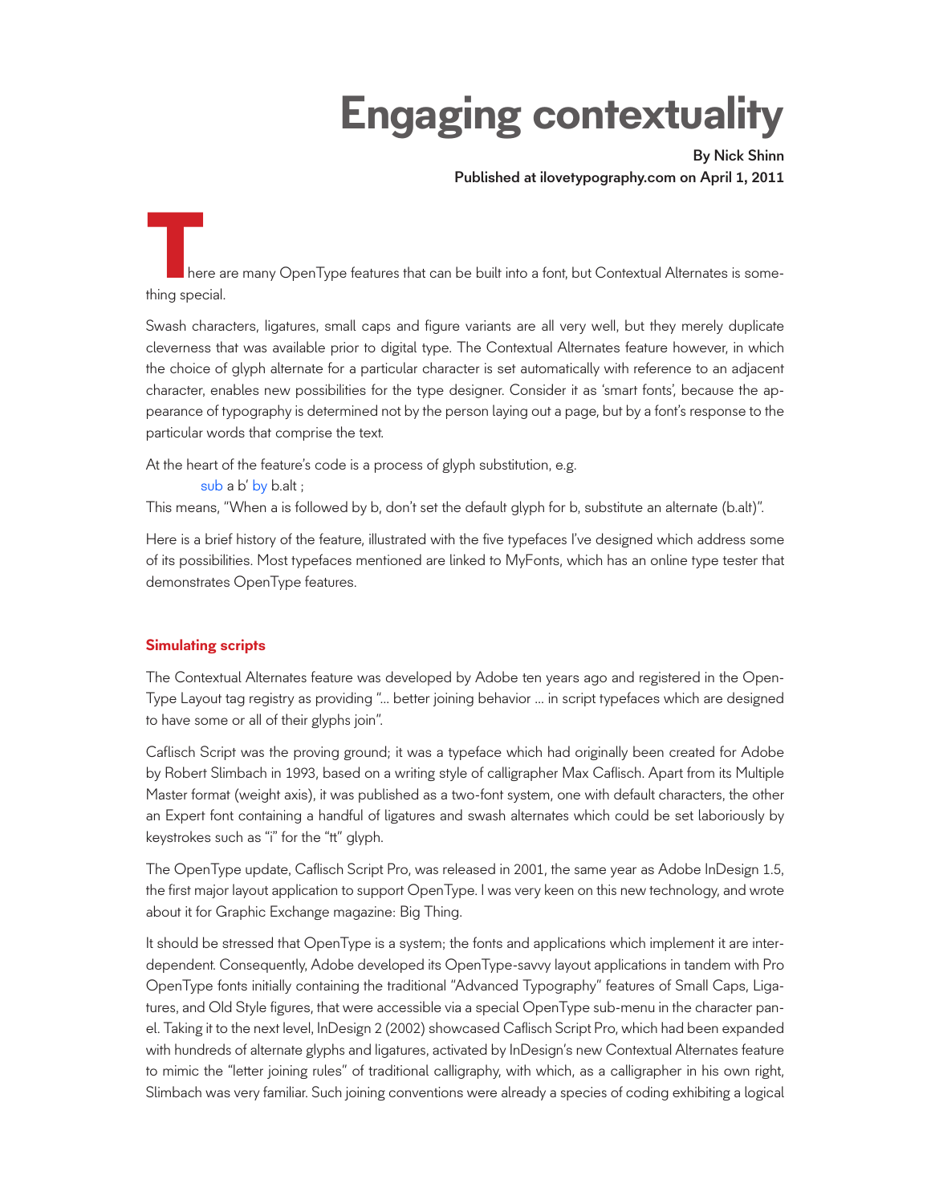# Engaging contextuality

**By Nick Shinn**
**Published at ilovetypography.com on April 1, 2011**

There are many OpenType features that can be built into a font, but Contextual Alternates is something special.

Swash characters, ligatures, small caps and figure variants are all very well, but they merely duplicate cleverness that was available prior to digital type. The Contextual Alternates feature however, in which the choice of glyph alternate for a particular character is set automatically with reference to an adjacent character, enables new possibilities for the type designer. Consider it as 'smart fonts', because the appearance of typography is determined not by the person laying out a page, but by a font's response to the particular words that comprise the text.

At the heart of the feature's code is a process of glyph substitution, e.g.

```
sub a b' by b.alt ;
```

This means, "When a is followed by b, don't set the default glyph for b, substitute an alternate (b.alt)".

Here is a brief history of the feature, illustrated with the five typefaces I've designed which address some of its possibilities. Most typefaces mentioned are linked to MyFonts, which has an online type tester that demonstrates OpenType features.

### Simulating scripts

The Contextual Alternates feature was developed by Adobe ten years ago and registered in the OpenType Layout tag registry as providing "... better joining behavior ... in script typefaces which are designed to have some or all of their glyphs join".

Caflisch Script was the proving ground; it was a typeface which had originally been created for Adobe by Robert Slimbach in 1993, based on a writing style of calligrapher Max Caflisch. Apart from its Multiple Master format (weight axis), it was published as a two-font system, one with default characters, the other an Expert font containing a handful of ligatures and swash alternates which could be set laboriously by keystrokes such as "!" for the "tt" glyph.

The OpenType update, Caflisch Script Pro, was released in 2001, the same year as Adobe InDesign 1.5, the first major layout application to support OpenType. I was very keen on this new technology, and wrote about it for Graphic Exchange magazine: Big Thing.

It should be stressed that OpenType is a system; the fonts and applications which implement it are interdependent. Consequently, Adobe developed its OpenType-savvy layout applications in tandem with Pro OpenType fonts initially containing the traditional "Advanced Typography" features of Small Caps, Ligatures, and Old Style figures, that were accessible via a special OpenType sub-menu in the character panel. Taking it to the next level, InDesign 2 (2002) showcased Caflisch Script Pro, which had been expanded with hundreds of alternate glyphs and ligatures, activated by InDesign's new Contextual Alternates feature to mimic the "letter joining rules" of traditional calligraphy, with which, as a calligrapher in his own right, Slimbach was very familiar. Such joining conventions were already a species of coding exhibiting a logical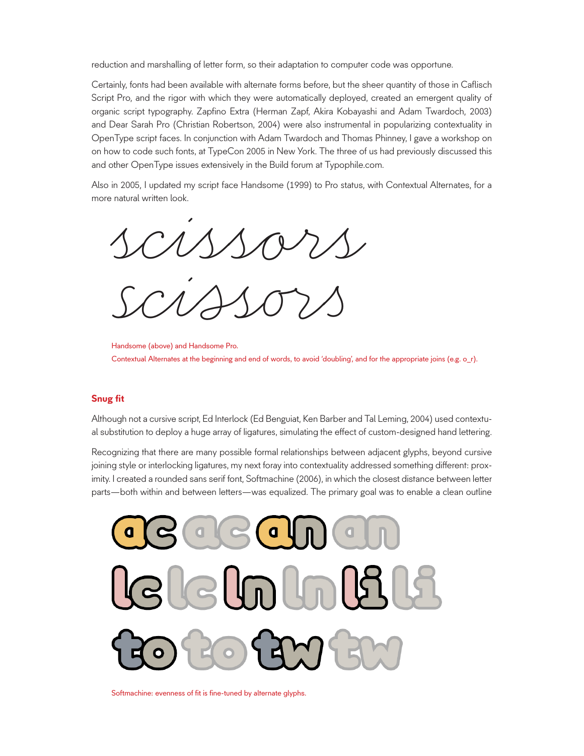reduction and marshalling of letter form, so their adaptation to computer code was opportune.

Certainly, fonts had been available with alternate forms before, but the sheer quantity of those in Caflisch Script Pro, and the rigor with which they were automatically deployed, created an emergent quality of organic script typography. Zapfino Extra (Herman Zapf, Akira Kobayashi and Adam Twardoch, 2003) and Dear Sarah Pro (Christian Robertson, 2004) were also instrumental in popularizing contextuality in OpenType script faces. In conjunction with Adam Twardoch and Thomas Phinney, I gave a workshop on on how to code such fonts, at TypeCon 2005 in New York. The three of us had previously discussed this and other OpenType issues extensively in the Build forum at Typophile.com.

Also in 2005, I updated my script face Handsome (1999) to Pro status, with Contextual Alternates, for a more natural written look.

Handsome (above) and Handsome Pro.
Contextual Alternates at the beginning and end of words, to avoid 'doubling', and for the appropriate joins (e.g. o_r).

## Snug fit

Although not a cursive script, Ed Interlock (Ed Benguiat, Ken Barber and Tal Leming, 2004) used contextual substitution to deploy a huge array of ligatures, simulating the effect of custom-designed hand lettering.

Recognizing that there are many possible formal relationships between adjacent glyphs, beyond cursive joining style or interlocking ligatures, my next foray into contextuality addressed something different: proximity. I created a rounded sans serif font, Softmachine (2006), in which the closest distance between letter parts—both within and between letters—was equalized. The primary goal was to enable a clean outline

Softmachine: evenness of fit is fine-tuned by alternate glyphs.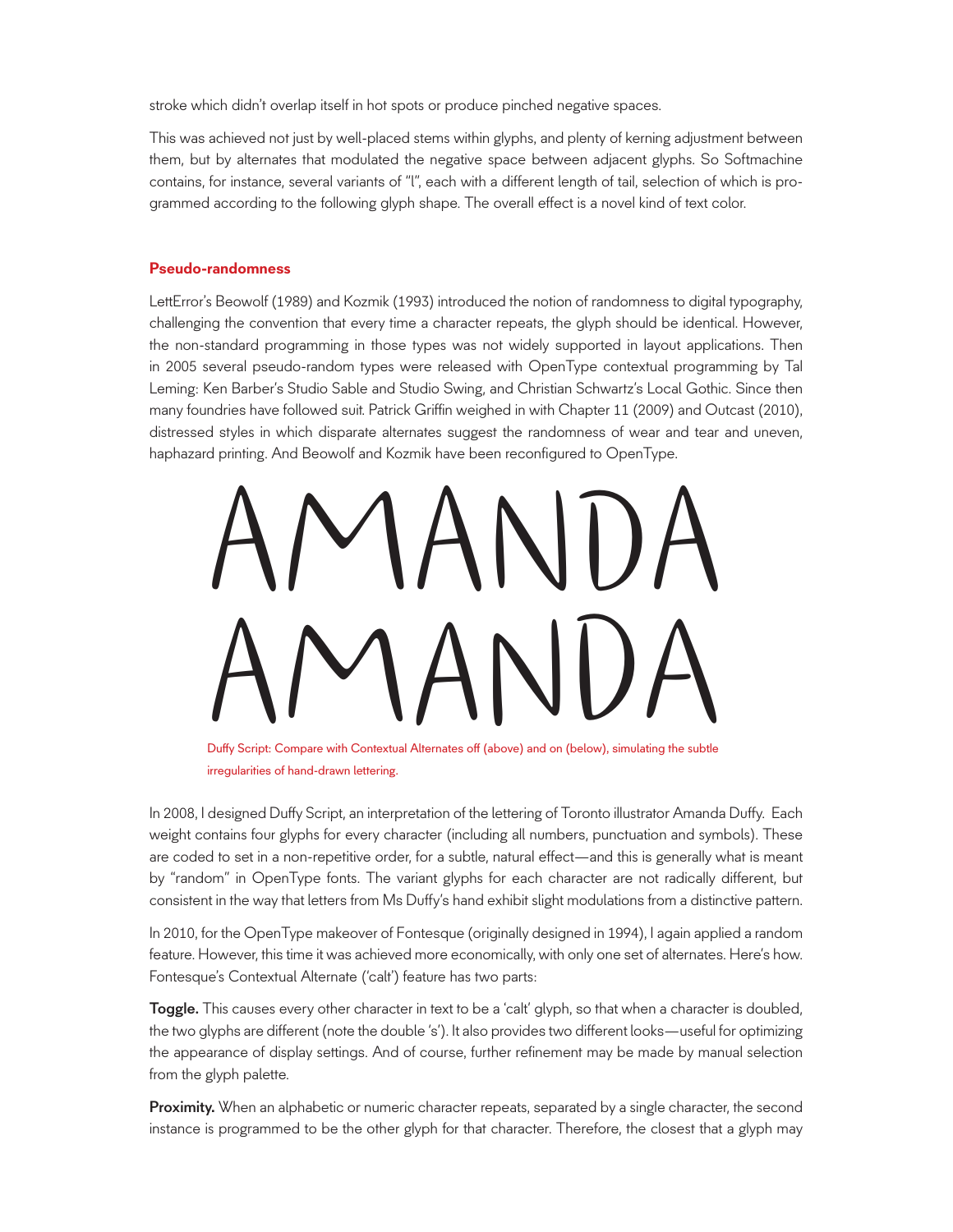stroke which didn't overlap itself in hot spots or produce pinched negative spaces.

This was achieved not just by well-placed stems within glyphs, and plenty of kerning adjustment between them, but by alternates that modulated the negative space between adjacent glyphs. So Softmachine contains, for instance, several variants of "l", each with a different length of tail, selection of which is programmed according to the following glyph shape. The overall effect is a novel kind of text color.

## Pseudo-randomness

LettError's Beowolf (1989) and Kozmik (1993) introduced the notion of randomness to digital typography, challenging the convention that every time a character repeats, the glyph should be identical. However, the non-standard programming in those types was not widely supported in layout applications. Then in 2005 several pseudo-random types were released with OpenType contextual programming by Tal Leming: Ken Barber's Studio Sable and Studio Swing, and Christian Schwartz's Local Gothic. Since then many foundries have followed suit. Patrick Griffin weighed in with Chapter 11 (2009) and Outcast (2010), distressed styles in which disparate alternates suggest the randomness of wear and tear and uneven, haphazard printing. And Beowolf and Kozmik have been reconfigured to OpenType.

AMANDA

AMANDA

Duffy Script: Compare with Contextual Alternates off (above) and on (below), simulating the subtle irregularities of hand-drawn lettering.

In 2008, I designed Duffy Script, an interpretation of the lettering of Toronto illustrator Amanda Duffy. Each weight contains four glyphs for every character (including all numbers, punctuation and symbols). These are coded to set in a non-repetitive order, for a subtle, natural effect—and this is generally what is meant by "random" in OpenType fonts. The variant glyphs for each character are not radically different, but consistent in the way that letters from Ms Duffy's hand exhibit slight modulations from a distinctive pattern.

In 2010, for the OpenType makeover of Fontesque (originally designed in 1994), I again applied a random feature. However, this time it was achieved more economically, with only one set of alternates. Here's how. Fontesque's Contextual Alternate ('calt') feature has two parts:

**Toggle.** This causes every other character in text to be a 'calt' glyph, so that when a character is doubled, the two glyphs are different (note the double 's'). It also provides two different looks—useful for optimizing the appearance of display settings. And of course, further refinement may be made by manual selection from the glyph palette.

**Proximity.** When an alphabetic or numeric character repeats, separated by a single character, the second instance is programmed to be the other glyph for that character. Therefore, the closest that a glyph may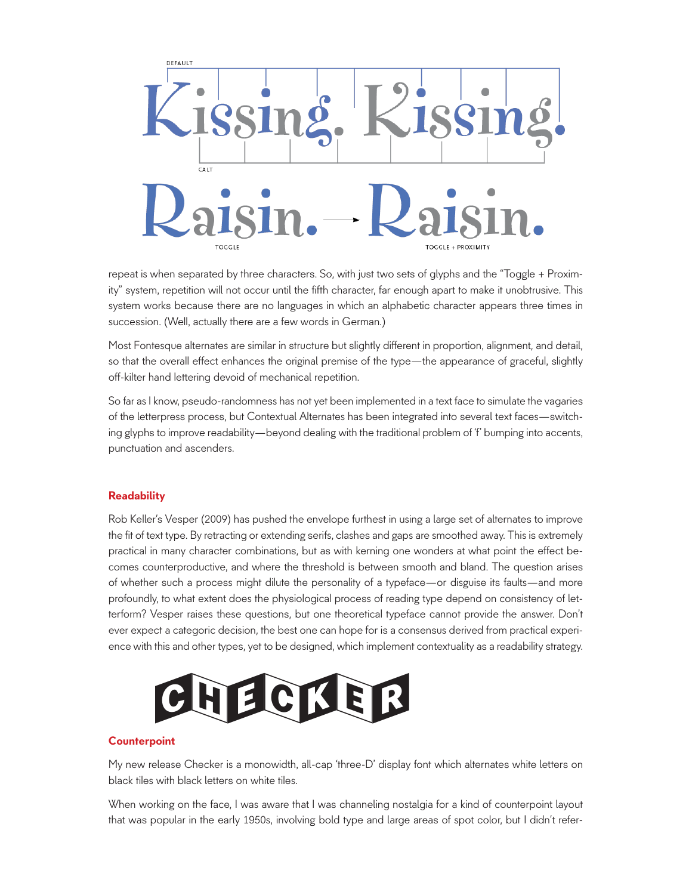repeat is when separated by three characters. So, with just two sets of glyphs and the "Toggle + Proximity" system, repetition will not occur until the fifth character, far enough apart to make it unobtrusive. This system works because there are no languages in which an alphabetic character appears three times in succession. (Well, actually there are a few words in German.)

Most Fontesque alternates are similar in structure but slightly different in proportion, alignment, and detail, so that the overall effect enhances the original premise of the type—the appearance of graceful, slightly off-kilter hand lettering devoid of mechanical repetition.

So far as I know, pseudo-randomness has not yet been implemented in a text face to simulate the vagaries of the letterpress process, but Contextual Alternates has been integrated into several text faces—switching glyphs to improve readability—beyond dealing with the traditional problem of 'f' bumping into accents, punctuation and ascenders.

## Readability

Rob Keller's Vesper (2009) has pushed the envelope furthest in using a large set of alternates to improve the fit of text type. By retracting or extending serifs, clashes and gaps are smoothed away. This is extremely practical in many character combinations, but as with kerning one wonders at what point the effect becomes counterproductive, and where the threshold is between smooth and bland. The question arises of whether such a process might dilute the personality of a typeface—or disguise its faults—and more profoundly, to what extent does the physiological process of reading type depend on consistency of letterform? Vesper raises these questions, but one theoretical typeface cannot provide the answer. Don't ever expect a categoric decision, the best one can hope for is a consensus derived from practical experience with this and other types, yet to be designed, which implement contextuality as a readability strategy.

## Counterpoint

My new release Checker is a monowidth, all-cap 'three-D' display font which alternates white letters on black tiles with black letters on white tiles.

When working on the face, I was aware that I was channeling nostalgia for a kind of counterpoint layout that was popular in the early 1950s, involving bold type and large areas of spot color, but I didn't refer-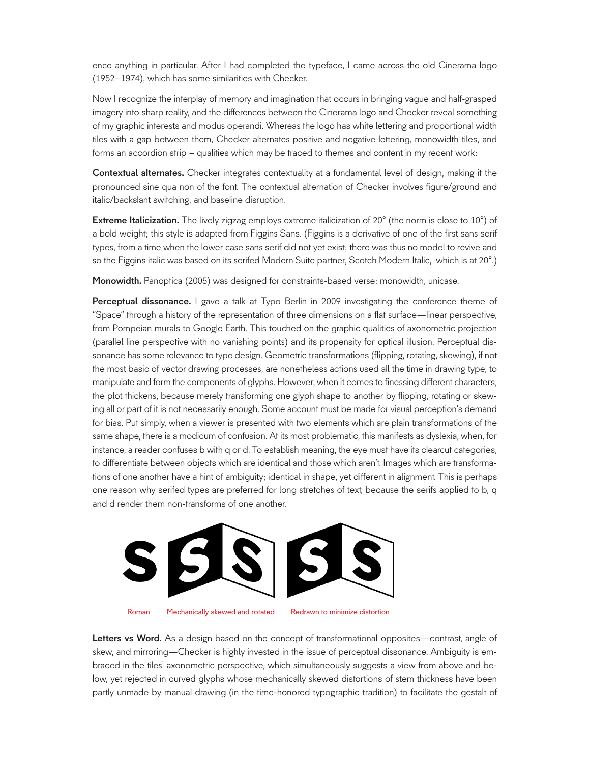ence anything in particular. After I had completed the typeface, I came across the old Cinerama logo (1952–1974), which has some similarities with Checker.

Now I recognize the interplay of memory and imagination that occurs in bringing vague and half-grasped imagery into sharp reality, and the differences between the Cinerama logo and Checker reveal something of my graphic interests and modus operandi. Whereas the logo has white lettering and proportional width tiles with a gap between them, Checker alternates positive and negative lettering, monowidth tiles, and forms an accordion strip – qualities which may be traced to themes and content in my recent work:

**Contextual alternates.** Checker integrates contextuality at a fundamental level of design, making it the pronounced sine qua non of the font. The contextual alternation of Checker involves figure/ground and italic/backslant switching, and baseline disruption.

**Extreme Italicization.** The lively zigzag employs extreme italicization of 20° (the norm is close to 10°) of a bold weight; this style is adapted from Figgins Sans. (Figgins is a derivative of one of the first sans serif types, from a time when the lower case sans serif did not yet exist; there was thus no model to revive and so the Figgins italic was based on its serifed Modern Suite partner, Scotch Modern Italic, which is at 20°.)

**Monowidth.** Panoptica (2005) was designed for constraints-based verse: monowidth, unicase.

**Perceptual dissonance.** I gave a talk at Typo Berlin in 2009 investigating the conference theme of "Space" through a history of the representation of three dimensions on a flat surface—linear perspective, from Pompeian murals to Google Earth. This touched on the graphic qualities of axonometric projection (parallel line perspective with no vanishing points) and its propensity for optical illusion. Perceptual dissonance has some relevance to type design. Geometric transformations (flipping, rotating, skewing), if not the most basic of vector drawing processes, are nonetheless actions used all the time in drawing type, to manipulate and form the components of glyphs. However, when it comes to finessing different characters, the plot thickens, because merely transforming one glyph shape to another by flipping, rotating or skewing all or part of it is not necessarily enough. Some account must be made for visual perception's demand for bias. Put simply, when a viewer is presented with two elements which are plain transformations of the same shape, there is a modicum of confusion. At its most problematic, this manifests as dyslexia, when, for instance, a reader confuses b with q or d. To establish meaning, the eye must have its clearcut categories, to differentiate between objects which are identical and those which aren't. Images which are transformations of one another have a hint of ambiguity; identical in shape, yet different in alignment. This is perhaps one reason why serifed types are preferred for long stretches of text, because the serifs applied to b, q and d render them non-transforms of one another.

Roman | Mechanically skewed and rotated | Redrawn to minimize distortion

**Letters vs Word.** As a design based on the concept of transformational opposites—contrast, angle of skew, and mirroring—Checker is highly invested in the issue of perceptual dissonance. Ambiguity is embraced in the tiles' axonometric perspective, which simultaneously suggests a view from above and below, yet rejected in curved glyphs whose mechanically skewed distortions of stem thickness have been partly unmade by manual drawing (in the time-honored typographic tradition) to facilitate the gestalt of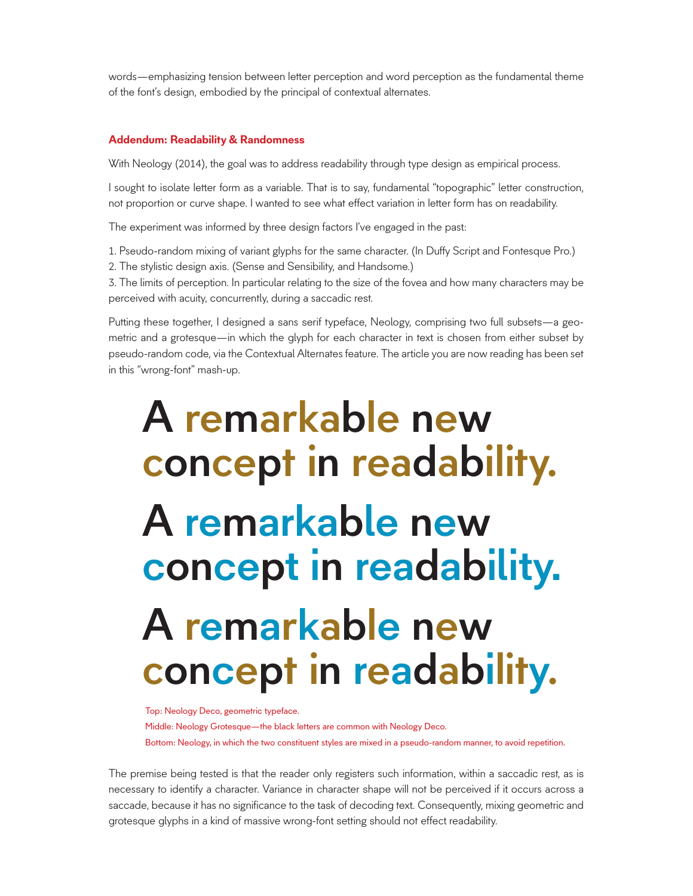words—emphasizing tension between letter perception and word perception as the fundamental theme of the font's design, embodied by the principal of contextual alternates.

### Addendum: Readability & Randomness

With Neology (2014), the goal was to address readability through type design as empirical process.

I sought to isolate letter form as a variable. That is to say, fundamental "topographic" letter construction, not proportion or curve shape. I wanted to see what effect variation in letter form has on readability.

The experiment was informed by three design factors I've engaged in the past:

1. Pseudo-random mixing of variant glyphs for the same character. (In Duffy Script and Fontesque Pro.)
2. The stylistic design axis. (Sense and Sensibility, and Handsome.)
3. The limits of perception. In particular relating to the size of the fovea and how many characters may be perceived with acuity, concurrently, during a saccadic rest.

Putting these together, I designed a sans serif typeface, Neology, comprising two full subsets—a geometric and a grotesque—in which the glyph for each character in text is chosen from either subset by pseudo-random code, via the Contextual Alternates feature. The article you are now reading has been set in this "wrong-font" mash-up.

A remarkable new concept in readability.

A remarkable new concept in readability.

A remarkable new concept in readability.

Top: Neology Deco, geometric typeface.
Middle: Neology Grotesque—the black letters are common with Neology Deco.
Bottom: Neology, in which the two constituent styles are mixed in a pseudo-random manner, to avoid repetition.

The premise being tested is that the reader only registers such information, within a saccadic rest, as is necessary to identify a character. Variance in character shape will not be perceived if it occurs across a saccade, because it has no significance to the task of decoding text. Consequently, mixing geometric and grotesque glyphs in a kind of massive wrong-font setting should not effect readability.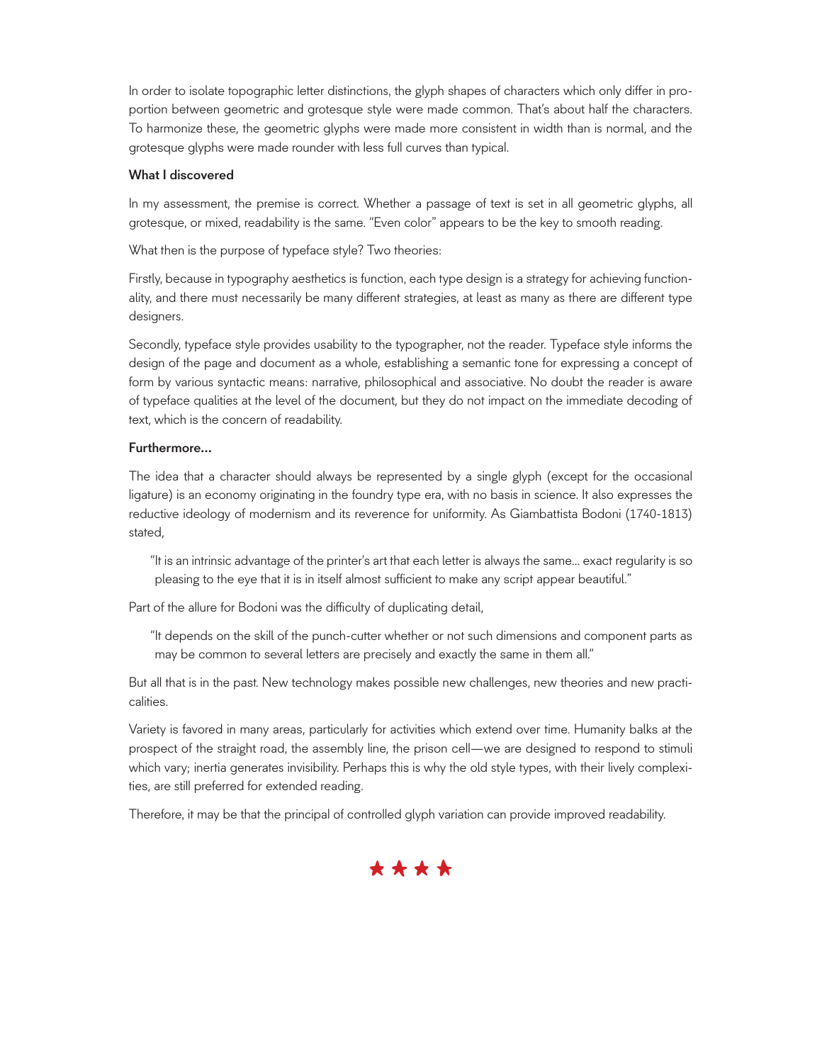In order to isolate topographic letter distinctions, the glyph shapes of characters which only differ in proportion between geometric and grotesque style were made common. That's about half the characters. To harmonize these, the geometric glyphs were made more consistent in width than is normal, and the grotesque glyphs were made rounder with less full curves than typical.

**What I discovered**

In my assessment, the premise is correct. Whether a passage of text is set in all geometric glyphs, all grotesque, or mixed, readability is the same. "Even color" appears to be the key to smooth reading.

What then is the purpose of typeface style? Two theories:

Firstly, because in typography aesthetics is function, each type design is a strategy for achieving functionality, and there must necessarily be many different strategies, at least as many as there are different type designers.

Secondly, typeface style provides usability to the typographer, not the reader. Typeface style informs the design of the page and document as a whole, establishing a semantic tone for expressing a concept of form by various syntactic means: narrative, philosophical and associative. No doubt the reader is aware of typeface qualities at the level of the document, but they do not impact on the immediate decoding of text, which is the concern of readability.

**Furthermore…**

The idea that a character should always be represented by a single glyph (except for the occasional ligature) is an economy originating in the foundry type era, with no basis in science. It also expresses the reductive ideology of modernism and its reverence for uniformity. As Giambattista Bodoni (1740-1813) stated,

> "It is an intrinsic advantage of the printer's art that each letter is always the same… exact regularity is so pleasing to the eye that it is in itself almost sufficient to make any script appear beautiful."

Part of the allure for Bodoni was the difficulty of duplicating detail,

> "It depends on the skill of the punch-cutter whether or not such dimensions and component parts as may be common to several letters are precisely and exactly the same in them all."

But all that is in the past. New technology makes possible new challenges, new theories and new practicalities.

Variety is favored in many areas, particularly for activities which extend over time. Humanity balks at the prospect of the straight road, the assembly line, the prison cell—we are designed to respond to stimuli which vary; inertia generates invisibility. Perhaps this is why the old style types, with their lively complexities, are still preferred for extended reading.

Therefore, it may be that the principal of controlled glyph variation can provide improved readability.

★★★★